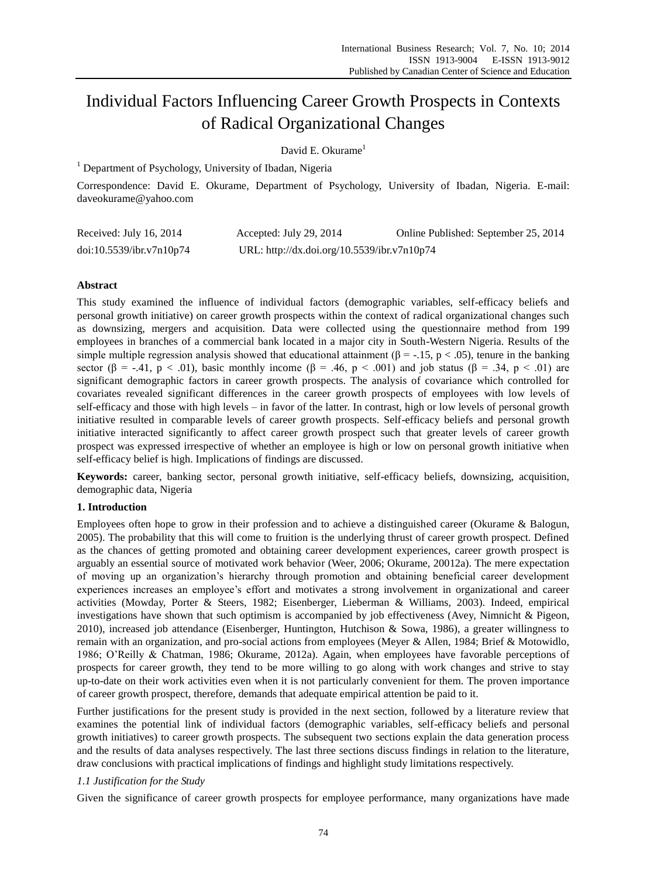# Individual Factors Influencing Career Growth Prospects in Contexts of Radical Organizational Changes

David E. Okurame[1]

[1] Department of Psychology, University of Ibadan, Nigeria

Correspondence: David E. Okurame, Department of Psychology, University of Ibadan, Nigeria. E-mail: daveokurame@yahoo.com

Received: July 16, 2014 Accepted: July 29, 2014 Online Published: September 25, 2014

doi:10.5539/ibr.v7n10p74 URL: http://dx.doi.org/10.5539/ibr.v7n10p74

## Abstract

This study examined the influence of individual factors (demographic variables, self-efficacy beliefs and personal growth initiative) on career growth prospects within the context of radical organizational changes such as downsizing, mergers and acquisition. Data were collected using the questionnaire method from 199 employees in branches of a commercial bank located in a major city in South-Western Nigeria. Results of the simple multiple regression analysis showed that educational attainment ($\beta = -.15$, $p < .05$), tenure in the banking sector ($\beta = -.41$, $p < .01$), basic monthly income ($\beta = .46$, $p < .001$) and job status ($\beta = .34$, $p < .01$) are significant demographic factors in career growth prospects. The analysis of covariance which controlled for covariates revealed significant differences in the career growth prospects of employees with low levels of self-efficacy and those with high levels – in favor of the latter. In contrast, high or low levels of personal growth initiative resulted in comparable levels of career growth prospects. Self-efficacy beliefs and personal growth initiative interacted significantly to affect career growth prospect such that greater levels of career growth prospect was expressed irrespective of whether an employee is high or low on personal growth initiative when self-efficacy belief is high. Implications of findings are discussed.

**Keywords:** career, banking sector, personal growth initiative, self-efficacy beliefs, downsizing, acquisition, demographic data, Nigeria

## 1. Introduction

Employees often hope to grow in their profession and to achieve a distinguished career (Okurame & Balogun, 2005). The probability that this will come to fruition is the underlying thrust of career growth prospect. Defined as the chances of getting promoted and obtaining career development experiences, career growth prospect is arguably an essential source of motivated work behavior (Weer, 2006; Okurame, 20012a). The mere expectation of moving up an organization's hierarchy through promotion and obtaining beneficial career development experiences increases an employee's effort and motivates a strong involvement in organizational and career activities (Mowday, Porter & Steers, 1982; Eisenberger, Lieberman & Williams, 2003). Indeed, empirical investigations have shown that such optimism is accompanied by job effectiveness (Avey, Nimnicht & Pigeon, 2010), increased job attendance (Eisenberger, Huntington, Hutchison & Sowa, 1986), a greater willingness to remain with an organization, and pro-social actions from employees (Meyer & Allen, 1984; Brief & Motowidlo, 1986; O'Reilly & Chatman, 1986; Okurame, 2012a). Again, when employees have favorable perceptions of prospects for career growth, they tend to be more willing to go along with work changes and strive to stay up-to-date on their work activities even when it is not particularly convenient for them. The proven importance of career growth prospect, therefore, demands that adequate empirical attention be paid to it.

Further justifications for the present study is provided in the next section, followed by a literature review that examines the potential link of individual factors (demographic variables, self-efficacy beliefs and personal growth initiatives) to career growth prospects. The subsequent two sections explain the data generation process and the results of data analyses respectively. The last three sections discuss findings in relation to the literature, draw conclusions with practical implications of findings and highlight study limitations respectively.

### *1.1 Justification for the Study*

Given the significance of career growth prospects for employee performance, many organizations have made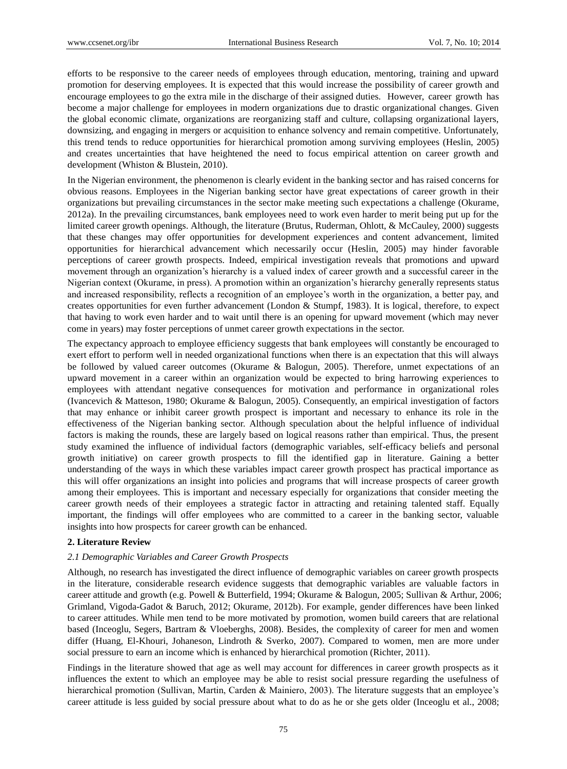efforts to be responsive to the career needs of employees through education, mentoring, training and upward promotion for deserving employees. It is expected that this would increase the possibility of career growth and encourage employees to go the extra mile in the discharge of their assigned duties. However, career growth has become a major challenge for employees in modern organizations due to drastic organizational changes. Given the global economic climate, organizations are reorganizing staff and culture, collapsing organizational layers, downsizing, and engaging in mergers or acquisition to enhance solvency and remain competitive. Unfortunately, this trend tends to reduce opportunities for hierarchical promotion among surviving employees (Heslin, 2005) and creates uncertainties that have heightened the need to focus empirical attention on career growth and development (Whiston & Blustein, 2010).

In the Nigerian environment, the phenomenon is clearly evident in the banking sector and has raised concerns for obvious reasons. Employees in the Nigerian banking sector have great expectations of career growth in their organizations but prevailing circumstances in the sector make meeting such expectations a challenge (Okurame, 2012a). In the prevailing circumstances, bank employees need to work even harder to merit being put up for the limited career growth openings. Although, the literature (Brutus, Ruderman, Ohlott, & McCauley, 2000) suggests that these changes may offer opportunities for development experiences and content advancement, limited opportunities for hierarchical advancement which necessarily occur (Heslin, 2005) may hinder favorable perceptions of career growth prospects. Indeed, empirical investigation reveals that promotions and upward movement through an organization's hierarchy is a valued index of career growth and a successful career in the Nigerian context (Okurame, in press). A promotion within an organization's hierarchy generally represents status and increased responsibility, reflects a recognition of an employee's worth in the organization, a better pay, and creates opportunities for even further advancement (London & Stumpf, 1983). It is logical, therefore, to expect that having to work even harder and to wait until there is an opening for upward movement (which may never come in years) may foster perceptions of unmet career growth expectations in the sector.

The expectancy approach to employee efficiency suggests that bank employees will constantly be encouraged to exert effort to perform well in needed organizational functions when there is an expectation that this will always be followed by valued career outcomes (Okurame & Balogun, 2005). Therefore, unmet expectations of an upward movement in a career within an organization would be expected to bring harrowing experiences to employees with attendant negative consequences for motivation and performance in organizational roles (Ivancevich & Matteson, 1980; Okurame & Balogun, 2005). Consequently, an empirical investigation of factors that may enhance or inhibit career growth prospect is important and necessary to enhance its role in the effectiveness of the Nigerian banking sector. Although speculation about the helpful influence of individual factors is making the rounds, these are largely based on logical reasons rather than empirical. Thus, the present study examined the influence of individual factors (demographic variables, self-efficacy beliefs and personal growth initiative) on career growth prospects to fill the identified gap in literature. Gaining a better understanding of the ways in which these variables impact career growth prospect has practical importance as this will offer organizations an insight into policies and programs that will increase prospects of career growth among their employees. This is important and necessary especially for organizations that consider meeting the career growth needs of their employees a strategic factor in attracting and retaining talented staff. Equally important, the findings will offer employees who are committed to a career in the banking sector, valuable insights into how prospects for career growth can be enhanced.

## 2. Literature Review

### *2.1 Demographic Variables and Career Growth Prospects*

Although, no research has investigated the direct influence of demographic variables on career growth prospects in the literature, considerable research evidence suggests that demographic variables are valuable factors in career attitude and growth (e.g. Powell & Butterfield, 1994; Okurame & Balogun, 2005; Sullivan & Arthur, 2006; Grimland, Vigoda-Gadot & Baruch, 2012; Okurame, 2012b). For example, gender differences have been linked to career attitudes. While men tend to be more motivated by promotion, women build careers that are relational based (Inceoglu, Segers, Bartram & Vloeberghs, 2008). Besides, the complexity of career for men and women differ (Huang, El-Khouri, Johaneson, Lindroth & Sverko, 2007). Compared to women, men are more under social pressure to earn an income which is enhanced by hierarchical promotion (Richter, 2011).

Findings in the literature showed that age as well may account for differences in career growth prospects as it influences the extent to which an employee may be able to resist social pressure regarding the usefulness of hierarchical promotion (Sullivan, Martin, Carden & Mainiero, 2003). The literature suggests that an employee's career attitude is less guided by social pressure about what to do as he or she gets older (Inceoglu et al., 2008;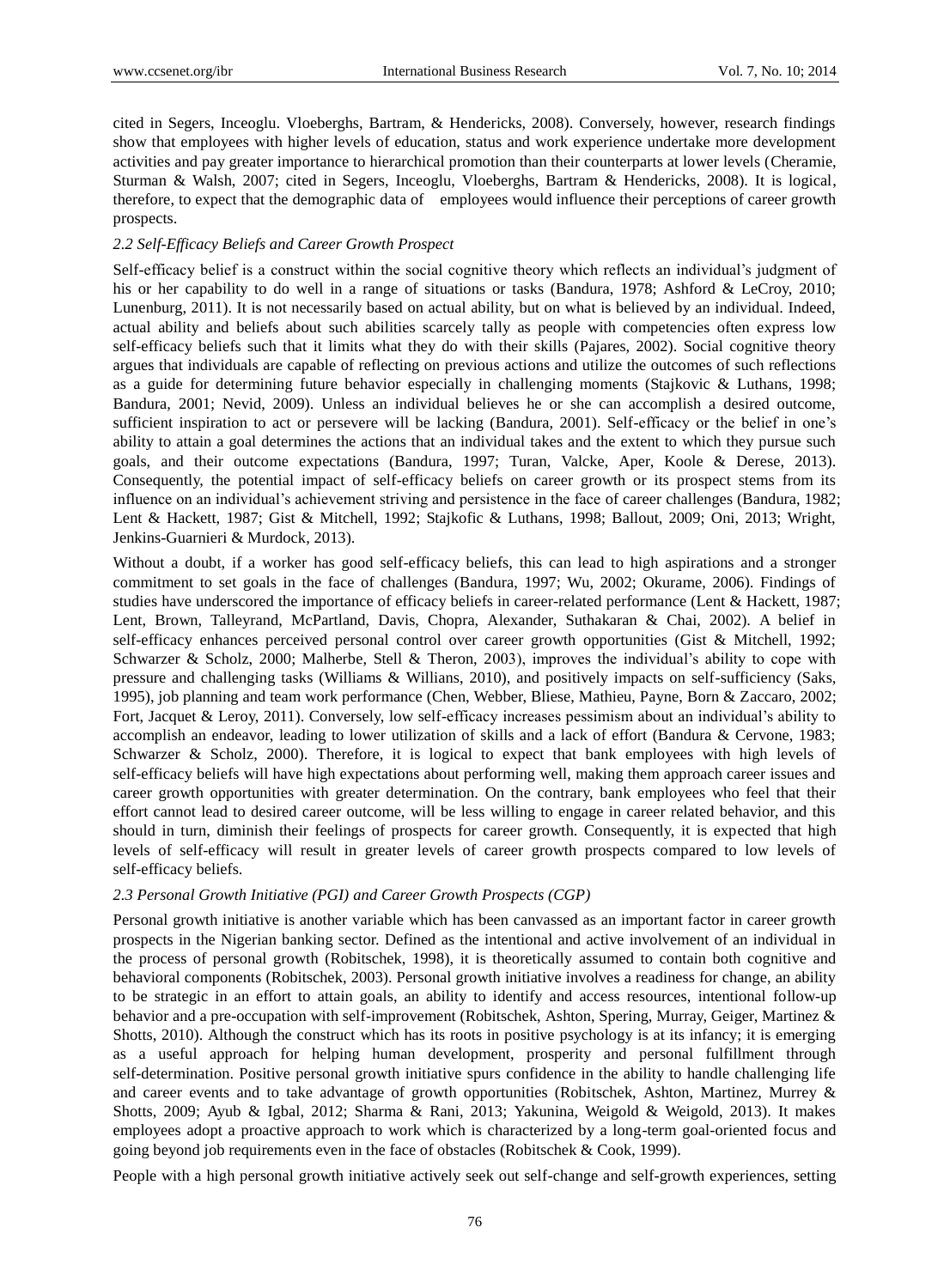cited in Segers, Inceoglu. Vloeberghs, Bartram, & Hendericks, 2008). Conversely, however, research findings show that employees with higher levels of education, status and work experience undertake more development activities and pay greater importance to hierarchical promotion than their counterparts at lower levels (Cheramie, Sturman & Walsh, 2007; cited in Segers, Inceoglu, Vloeberghs, Bartram & Hendericks, 2008). It is logical, therefore, to expect that the demographic data of employees would influence their perceptions of career growth prospects.

### *2.2 Self-Efficacy Beliefs and Career Growth Prospect*

Self-efficacy belief is a construct within the social cognitive theory which reflects an individual's judgment of his or her capability to do well in a range of situations or tasks (Bandura, 1978; Ashford & LeCroy, 2010; Lunenburg, 2011). It is not necessarily based on actual ability, but on what is believed by an individual. Indeed, actual ability and beliefs about such abilities scarcely tally as people with competencies often express low self-efficacy beliefs such that it limits what they do with their skills (Pajares, 2002). Social cognitive theory argues that individuals are capable of reflecting on previous actions and utilize the outcomes of such reflections as a guide for determining future behavior especially in challenging moments (Stajkovic & Luthans, 1998; Bandura, 2001; Nevid, 2009). Unless an individual believes he or she can accomplish a desired outcome, sufficient inspiration to act or persevere will be lacking (Bandura, 2001). Self-efficacy or the belief in one's ability to attain a goal determines the actions that an individual takes and the extent to which they pursue such goals, and their outcome expectations (Bandura, 1997; Turan, Valcke, Aper, Koole & Derese, 2013). Consequently, the potential impact of self-efficacy beliefs on career growth or its prospect stems from its influence on an individual's achievement striving and persistence in the face of career challenges (Bandura, 1982; Lent & Hackett, 1987; Gist & Mitchell, 1992; Stajkofic & Luthans, 1998; Ballout, 2009; Oni, 2013; Wright, Jenkins-Guarnieri & Murdock, 2013).

Without a doubt, if a worker has good self-efficacy beliefs, this can lead to high aspirations and a stronger commitment to set goals in the face of challenges (Bandura, 1997; Wu, 2002; Okurame, 2006). Findings of studies have underscored the importance of efficacy beliefs in career-related performance (Lent & Hackett, 1987; Lent, Brown, Talleyrand, McPartland, Davis, Chopra, Alexander, Suthakaran & Chai, 2002). A belief in self-efficacy enhances perceived personal control over career growth opportunities (Gist & Mitchell, 1992; Schwarzer & Scholz, 2000; Malherbe, Stell & Theron, 2003), improves the individual's ability to cope with pressure and challenging tasks (Williams & Willians, 2010), and positively impacts on self-sufficiency (Saks, 1995), job planning and team work performance (Chen, Webber, Bliese, Mathieu, Payne, Born & Zaccaro, 2002; Fort, Jacquet & Leroy, 2011). Conversely, low self-efficacy increases pessimism about an individual's ability to accomplish an endeavor, leading to lower utilization of skills and a lack of effort (Bandura & Cervone, 1983; Schwarzer & Scholz, 2000). Therefore, it is logical to expect that bank employees with high levels of self-efficacy beliefs will have high expectations about performing well, making them approach career issues and career growth opportunities with greater determination. On the contrary, bank employees who feel that their effort cannot lead to desired career outcome, will be less willing to engage in career related behavior, and this should in turn, diminish their feelings of prospects for career growth. Consequently, it is expected that high levels of self-efficacy will result in greater levels of career growth prospects compared to low levels of self-efficacy beliefs.

### *2.3 Personal Growth Initiative (PGI) and Career Growth Prospects (CGP)*

Personal growth initiative is another variable which has been canvassed as an important factor in career growth prospects in the Nigerian banking sector. Defined as the intentional and active involvement of an individual in the process of personal growth (Robitschek, 1998), it is theoretically assumed to contain both cognitive and behavioral components (Robitschek, 2003). Personal growth initiative involves a readiness for change, an ability to be strategic in an effort to attain goals, an ability to identify and access resources, intentional follow-up behavior and a pre-occupation with self-improvement (Robitschek, Ashton, Spering, Murray, Geiger, Martinez & Shotts, 2010). Although the construct which has its roots in positive psychology is at its infancy; it is emerging as a useful approach for helping human development, prosperity and personal fulfillment through self-determination. Positive personal growth initiative spurs confidence in the ability to handle challenging life and career events and to take advantage of growth opportunities (Robitschek, Ashton, Martinez, Murrey & Shotts, 2009; Ayub & Igbal, 2012; Sharma & Rani, 2013; Yakunina, Weigold & Weigold, 2013). It makes employees adopt a proactive approach to work which is characterized by a long-term goal-oriented focus and going beyond job requirements even in the face of obstacles (Robitschek & Cook, 1999).

People with a high personal growth initiative actively seek out self-change and self-growth experiences, setting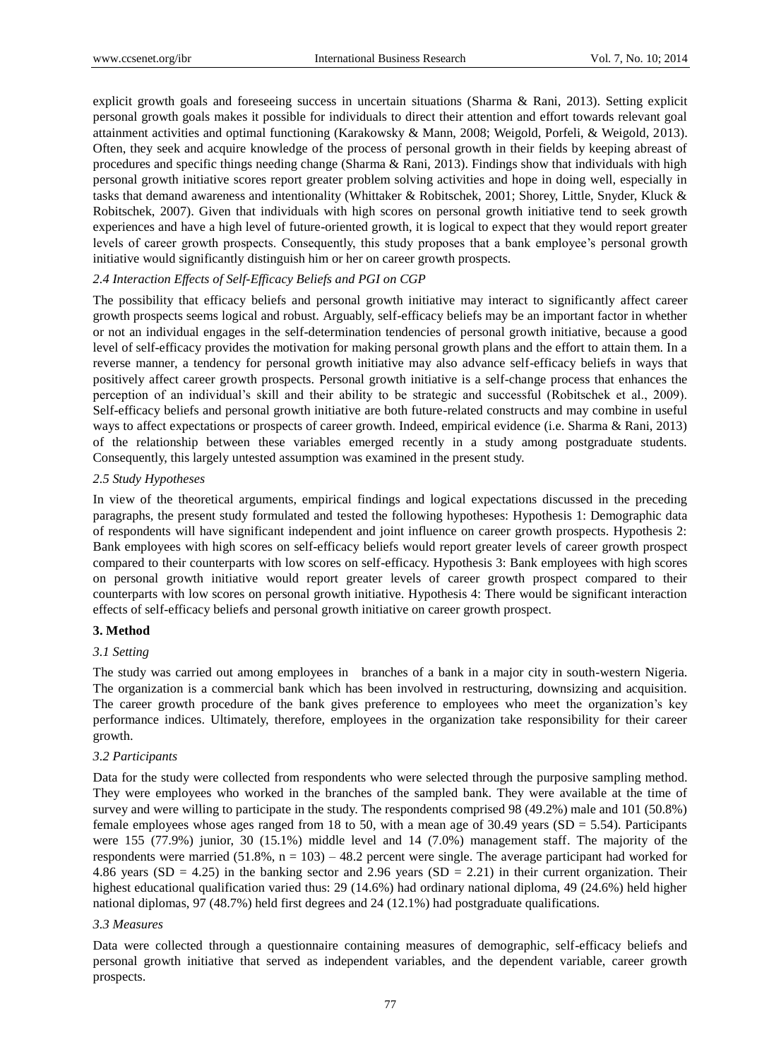explicit growth goals and foreseeing success in uncertain situations (Sharma & Rani, 2013). Setting explicit personal growth goals makes it possible for individuals to direct their attention and effort towards relevant goal attainment activities and optimal functioning (Karakowsky & Mann, 2008; Weigold, Porfeli, & Weigold, 2013). Often, they seek and acquire knowledge of the process of personal growth in their fields by keeping abreast of procedures and specific things needing change (Sharma & Rani, 2013). Findings show that individuals with high personal growth initiative scores report greater problem solving activities and hope in doing well, especially in tasks that demand awareness and intentionality (Whittaker & Robitschek, 2001; Shorey, Little, Snyder, Kluck & Robitschek, 2007). Given that individuals with high scores on personal growth initiative tend to seek growth experiences and have a high level of future-oriented growth, it is logical to expect that they would report greater levels of career growth prospects. Consequently, this study proposes that a bank employee's personal growth initiative would significantly distinguish him or her on career growth prospects.

### *2.4 Interaction Effects of Self-Efficacy Beliefs and PGI on CGP*

The possibility that efficacy beliefs and personal growth initiative may interact to significantly affect career growth prospects seems logical and robust. Arguably, self-efficacy beliefs may be an important factor in whether or not an individual engages in the self-determination tendencies of personal growth initiative, because a good level of self-efficacy provides the motivation for making personal growth plans and the effort to attain them. In a reverse manner, a tendency for personal growth initiative may also advance self-efficacy beliefs in ways that positively affect career growth prospects. Personal growth initiative is a self-change process that enhances the perception of an individual's skill and their ability to be strategic and successful (Robitschek et al., 2009). Self-efficacy beliefs and personal growth initiative are both future-related constructs and may combine in useful ways to affect expectations or prospects of career growth. Indeed, empirical evidence (i.e. Sharma & Rani, 2013) of the relationship between these variables emerged recently in a study among postgraduate students. Consequently, this largely untested assumption was examined in the present study.

### *2.5 Study Hypotheses*

In view of the theoretical arguments, empirical findings and logical expectations discussed in the preceding paragraphs, the present study formulated and tested the following hypotheses: Hypothesis 1: Demographic data of respondents will have significant independent and joint influence on career growth prospects. Hypothesis 2: Bank employees with high scores on self-efficacy beliefs would report greater levels of career growth prospect compared to their counterparts with low scores on self-efficacy. Hypothesis 3: Bank employees with high scores on personal growth initiative would report greater levels of career growth prospect compared to their counterparts with low scores on personal growth initiative. Hypothesis 4: There would be significant interaction effects of self-efficacy beliefs and personal growth initiative on career growth prospect.

## **3. Method**

### *3.1 Setting*

The study was carried out among employees in branches of a bank in a major city in south-western Nigeria. The organization is a commercial bank which has been involved in restructuring, downsizing and acquisition. The career growth procedure of the bank gives preference to employees who meet the organization's key performance indices. Ultimately, therefore, employees in the organization take responsibility for their career growth.

### *3.2 Participants*

Data for the study were collected from respondents who were selected through the purposive sampling method. They were employees who worked in the branches of the sampled bank. They were available at the time of survey and were willing to participate in the study. The respondents comprised 98 (49.2%) male and 101 (50.8%) female employees whose ages ranged from 18 to 50, with a mean age of 30.49 years (SD = 5.54). Participants were 155 (77.9%) junior, 30 (15.1%) middle level and 14 (7.0%) management staff. The majority of the respondents were married (51.8%, n = 103) – 48.2 percent were single. The average participant had worked for 4.86 years (SD = 4.25) in the banking sector and 2.96 years (SD = 2.21) in their current organization. Their highest educational qualification varied thus: 29 (14.6%) had ordinary national diploma, 49 (24.6%) held higher national diplomas, 97 (48.7%) held first degrees and 24 (12.1%) had postgraduate qualifications.

### *3.3 Measures*

Data were collected through a questionnaire containing measures of demographic, self-efficacy beliefs and personal growth initiative that served as independent variables, and the dependent variable, career growth prospects.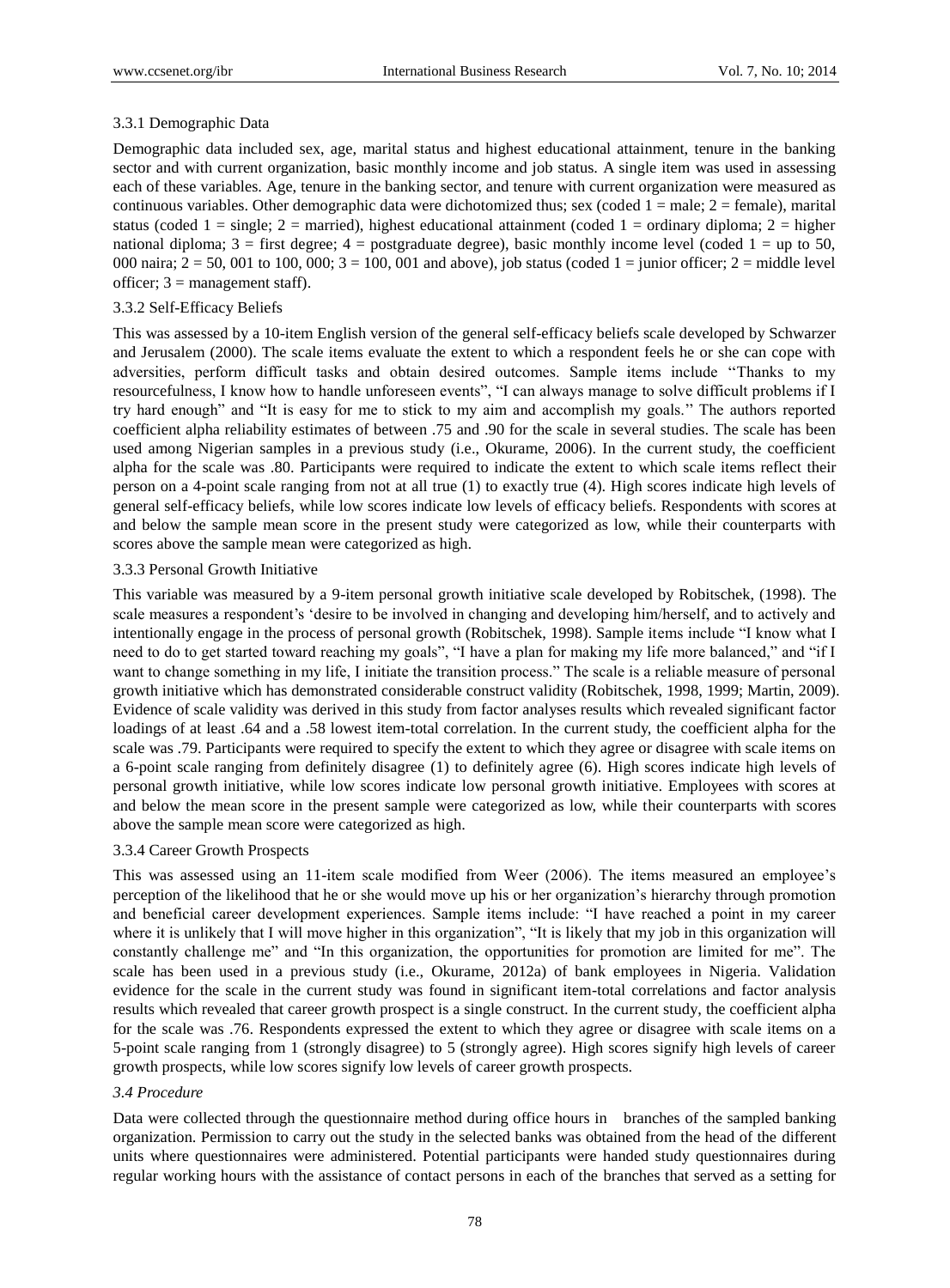#### 3.3.1 Demographic Data

Demographic data included sex, age, marital status and highest educational attainment, tenure in the banking sector and with current organization, basic monthly income and job status. A single item was used in assessing each of these variables. Age, tenure in the banking sector, and tenure with current organization were measured as continuous variables. Other demographic data were dichotomized thus; sex (coded 1 = male; 2 = female), marital status (coded 1 = single; 2 = married), highest educational attainment (coded 1 = ordinary diploma; 2 = higher national diploma; 3 = first degree; 4 = postgraduate degree), basic monthly income level (coded 1 = up to 50, 000 naira; 2 = 50, 001 to 100, 000; 3 = 100, 001 and above), job status (coded 1 = junior officer; 2 = middle level officer; 3 = management staff).

#### 3.3.2 Self-Efficacy Beliefs

This was assessed by a 10-item English version of the general self-efficacy beliefs scale developed by Schwarzer and Jerusalem (2000). The scale items evaluate the extent to which a respondent feels he or she can cope with adversities, perform difficult tasks and obtain desired outcomes. Sample items include "Thanks to my resourcefulness, I know how to handle unforeseen events", "I can always manage to solve difficult problems if I try hard enough" and "It is easy for me to stick to my aim and accomplish my goals." The authors reported coefficient alpha reliability estimates of between .75 and .90 for the scale in several studies. The scale has been used among Nigerian samples in a previous study (i.e., Okurame, 2006). In the current study, the coefficient alpha for the scale was .80. Participants were required to indicate the extent to which scale items reflect their person on a 4-point scale ranging from not at all true (1) to exactly true (4). High scores indicate high levels of general self-efficacy beliefs, while low scores indicate low levels of efficacy beliefs. Respondents with scores at and below the sample mean score in the present study were categorized as low, while their counterparts with scores above the sample mean were categorized as high.

#### 3.3.3 Personal Growth Initiative

This variable was measured by a 9-item personal growth initiative scale developed by Robitschek, (1998). The scale measures a respondent's 'desire to be involved in changing and developing him/herself, and to actively and intentionally engage in the process of personal growth (Robitschek, 1998). Sample items include "I know what I need to do to get started toward reaching my goals", "I have a plan for making my life more balanced," and "if I want to change something in my life, I initiate the transition process." The scale is a reliable measure of personal growth initiative which has demonstrated considerable construct validity (Robitschek, 1998, 1999; Martin, 2009). Evidence of scale validity was derived in this study from factor analyses results which revealed significant factor loadings of at least .64 and a .58 lowest item-total correlation. In the current study, the coefficient alpha for the scale was .79. Participants were required to specify the extent to which they agree or disagree with scale items on a 6-point scale ranging from definitely disagree (1) to definitely agree (6). High scores indicate high levels of personal growth initiative, while low scores indicate low personal growth initiative. Employees with scores at and below the mean score in the present sample were categorized as low, while their counterparts with scores above the sample mean score were categorized as high.

#### 3.3.4 Career Growth Prospects

This was assessed using an 11-item scale modified from Weer (2006). The items measured an employee's perception of the likelihood that he or she would move up his or her organization's hierarchy through promotion and beneficial career development experiences. Sample items include: "I have reached a point in my career where it is unlikely that I will move higher in this organization", "It is likely that my job in this organization will constantly challenge me" and "In this organization, the opportunities for promotion are limited for me". The scale has been used in a previous study (i.e., Okurame, 2012a) of bank employees in Nigeria. Validation evidence for the scale in the current study was found in significant item-total correlations and factor analysis results which revealed that career growth prospect is a single construct. In the current study, the coefficient alpha for the scale was .76. Respondents expressed the extent to which they agree or disagree with scale items on a 5-point scale ranging from 1 (strongly disagree) to 5 (strongly agree). High scores signify high levels of career growth prospects, while low scores signify low levels of career growth prospects.

### *3.4 Procedure*

Data were collected through the questionnaire method during office hours in branches of the sampled banking organization. Permission to carry out the study in the selected banks was obtained from the head of the different units where questionnaires were administered. Potential participants were handed study questionnaires during regular working hours with the assistance of contact persons in each of the branches that served as a setting for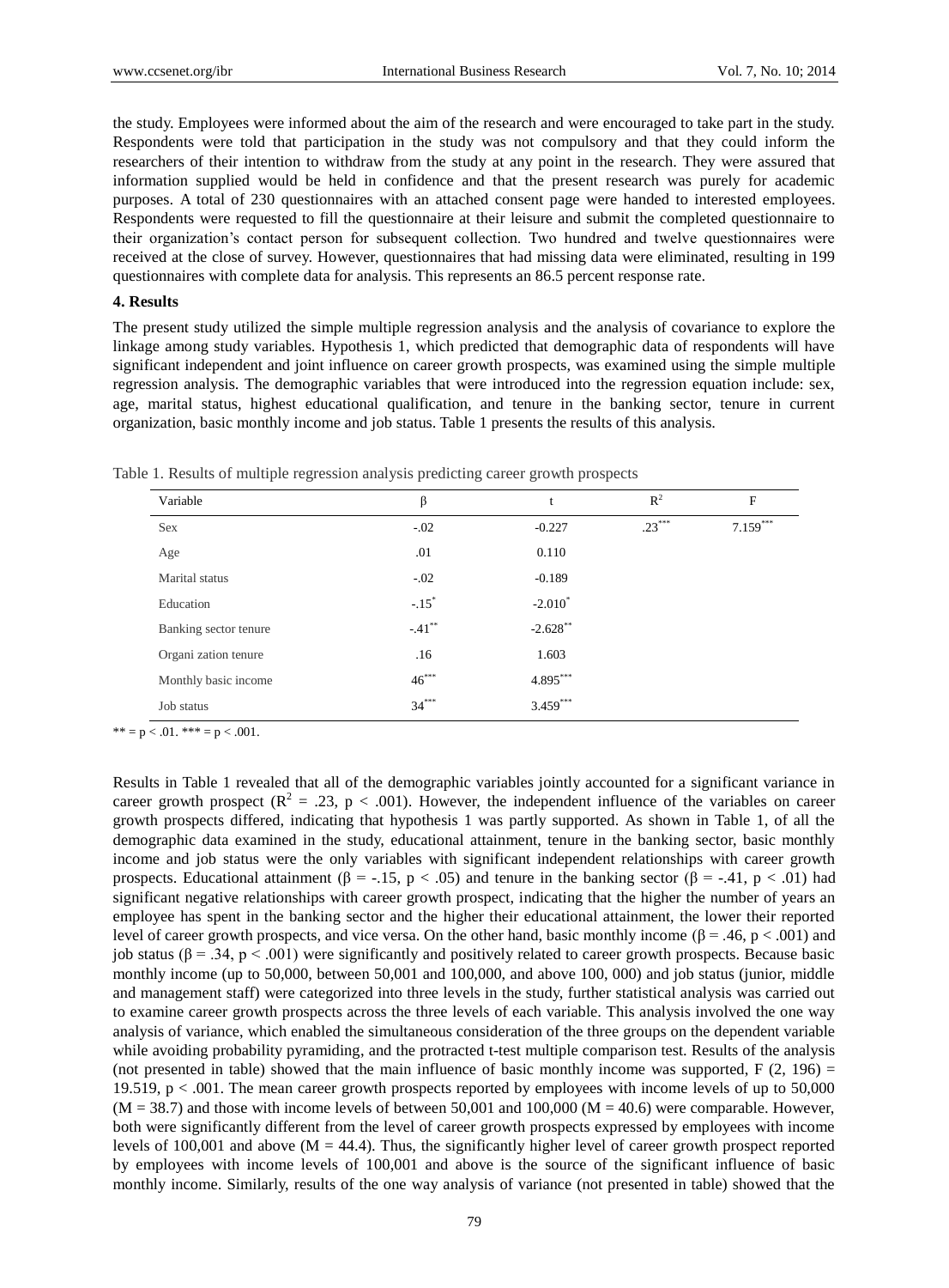the study. Employees were informed about the aim of the research and were encouraged to take part in the study. Respondents were told that participation in the study was not compulsory and that they could inform the researchers of their intention to withdraw from the study at any point in the research. They were assured that information supplied would be held in confidence and that the present research was purely for academic purposes. A total of 230 questionnaires with an attached consent page were handed to interested employees. Respondents were requested to fill the questionnaire at their leisure and submit the completed questionnaire to their organization's contact person for subsequent collection. Two hundred and twelve questionnaires were received at the close of survey. However, questionnaires that had missing data were eliminated, resulting in 199 questionnaires with complete data for analysis. This represents an 86.5 percent response rate.

**4. Results**

The present study utilized the simple multiple regression analysis and the analysis of covariance to explore the linkage among study variables. Hypothesis 1, which predicted that demographic data of respondents will have significant independent and joint influence on career growth prospects, was examined using the simple multiple regression analysis. The demographic variables that were introduced into the regression equation include: sex, age, marital status, highest educational qualification, and tenure in the banking sector, tenure in current organization, basic monthly income and job status. Table 1 presents the results of this analysis.

Table 1. Results of multiple regression analysis predicting career growth prospects

| Variable | β | t | $R^2$ | F |
|---|---|---|---|---|
| Sex | -.02 | -0.227 | $.23^{***}$ | $7.159^{***}$ |
| Age | .01 | 0.110 | | |
| Marital status | -.02 | -0.189 | | |
| Education | $-.15^{*}$ | $-2.010^{*}$ | | |
| Banking sector tenure | $-.41^{**}$ | $-2.628^{**}$ | | |
| Organi zation tenure | .16 | 1.603 | | |
| Monthly basic income | $46^{***}$ | $4.895^{***}$ | | |
| Job status | $34^{***}$ | $3.459^{***}$ | | |

** = $p < .01$. *** = $p < .001$.

Results in Table 1 revealed that all of the demographic variables jointly accounted for a significant variance in career growth prospect ($R^2 = .23$, $p < .001$). However, the independent influence of the variables on career growth prospects differed, indicating that hypothesis 1 was partly supported. As shown in Table 1, of all the demographic data examined in the study, educational attainment, tenure in the banking sector, basic monthly income and job status were the only variables with significant independent relationships with career growth prospects. Educational attainment ($\beta = -.15$, $p < .05$) and tenure in the banking sector ($\beta = -.41$, $p < .01$) had significant negative relationships with career growth prospect, indicating that the higher the number of years an employee has spent in the banking sector and the higher their educational attainment, the lower their reported level of career growth prospects, and vice versa. On the other hand, basic monthly income ($\beta = .46$, $p < .001$) and job status ($\beta = .34$, $p < .001$) were significantly and positively related to career growth prospects. Because basic monthly income (up to 50,000, between 50,001 and 100,000, and above 100, 000) and job status (junior, middle and management staff) were categorized into three levels in the study, further statistical analysis was carried out to examine career growth prospects across the three levels of each variable. This analysis involved the one way analysis of variance, which enabled the simultaneous consideration of the three groups on the dependent variable while avoiding probability pyramiding, and the protracted t-test multiple comparison test. Results of the analysis (not presented in table) showed that the main influence of basic monthly income was supported, $F(2, 196) = 19.519$, $p < .001$. The mean career growth prospects reported by employees with income levels of up to 50,000 ($M = 38.7$) and those with income levels of between 50,001 and 100,000 ($M = 40.6$) were comparable. However, both were significantly different from the level of career growth prospects expressed by employees with income levels of 100,001 and above ($M = 44.4$). Thus, the significantly higher level of career growth prospect reported by employees with income levels of 100,001 and above is the source of the significant influence of basic monthly income. Similarly, results of the one way analysis of variance (not presented in table) showed that the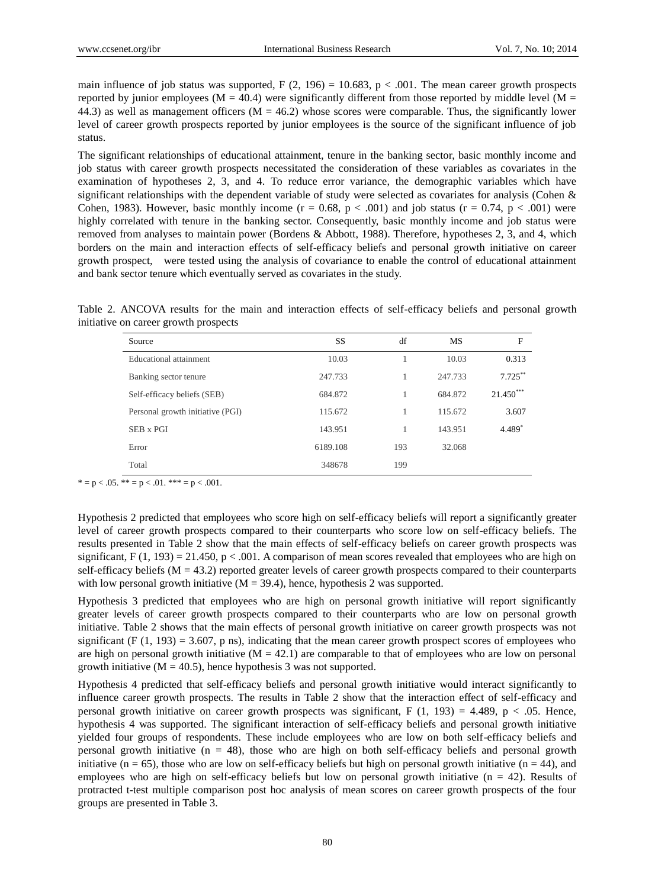main influence of job status was supported, $F(2, 196) = 10.683$, $p < .001$. The mean career growth prospects reported by junior employees ($M = 40.4$) were significantly different from those reported by middle level ($M = 44.3$) as well as management officers ($M = 46.2$) whose scores were comparable. Thus, the significantly lower level of career growth prospects reported by junior employees is the source of the significant influence of job status.

The significant relationships of educational attainment, tenure in the banking sector, basic monthly income and job status with career growth prospects necessitated the consideration of these variables as covariates in the examination of hypotheses 2, 3, and 4. To reduce error variance, the demographic variables which have significant relationships with the dependent variable of study were selected as covariates for analysis (Cohen & Cohen, 1983). However, basic monthly income ($r = 0.68$, $p < .001$) and job status ($r = 0.74$, $p < .001$) were highly correlated with tenure in the banking sector. Consequently, basic monthly income and job status were removed from analyses to maintain power (Bordens & Abbott, 1988). Therefore, hypotheses 2, 3, and 4, which borders on the main and interaction effects of self-efficacy beliefs and personal growth initiative on career growth prospect, were tested using the analysis of covariance to enable the control of educational attainment and bank sector tenure which eventually served as covariates in the study.

Table 2. ANCOVA results for the main and interaction effects of self-efficacy beliefs and personal growth initiative on career growth prospects

| Source | SS | df | MS | F |
|---|---|---|---|---|
| Educational attainment | 10.03 | 1 | 10.03 | 0.313 |
| Banking sector tenure | 247.733 | 1 | 247.733 | 7.725** |
| Self-efficacy beliefs (SEB) | 684.872 | 1 | 684.872 | 21.450*** |
| Personal growth initiative (PGI) | 115.672 | 1 | 115.672 | 3.607 |
| SEB x PGI | 143.951 | 1 | 143.951 | 4.489* |
| Error | 6189.108 | 193 | 32.068 | |
| Total | 348678 | 199 | | |

* = $p < .05$. ** = $p < .01$. *** = $p < .001$.

Hypothesis 2 predicted that employees who score high on self-efficacy beliefs will report a significantly greater level of career growth prospects compared to their counterparts who score low on self-efficacy beliefs. The results presented in Table 2 show that the main effects of self-efficacy beliefs on career growth prospects was significant, $F(1, 193) = 21.450$, $p < .001$. A comparison of mean scores revealed that employees who are high on self-efficacy beliefs ($M = 43.2$) reported greater levels of career growth prospects compared to their counterparts with low personal growth initiative ($M = 39.4$), hence, hypothesis 2 was supported.

Hypothesis 3 predicted that employees who are high on personal growth initiative will report significantly greater levels of career growth prospects compared to their counterparts who are low on personal growth initiative. Table 2 shows that the main effects of personal growth initiative on career growth prospects was not significant ($F(1, 193) = 3.607$, p ns), indicating that the mean career growth prospect scores of employees who are high on personal growth initiative ($M = 42.1$) are comparable to that of employees who are low on personal growth initiative ($M = 40.5$), hence hypothesis 3 was not supported.

Hypothesis 4 predicted that self-efficacy beliefs and personal growth initiative would interact significantly to influence career growth prospects. The results in Table 2 show that the interaction effect of self-efficacy and personal growth initiative on career growth prospects was significant, $F(1, 193) = 4.489$, $p < .05$. Hence, hypothesis 4 was supported. The significant interaction of self-efficacy beliefs and personal growth initiative yielded four groups of respondents. These include employees who are low on both self-efficacy beliefs and personal growth initiative ($n = 48$), those who are high on both self-efficacy beliefs and personal growth initiative ($n = 65$), those who are low on self-efficacy beliefs but high on personal growth initiative ($n = 44$), and employees who are high on self-efficacy beliefs but low on personal growth initiative ($n = 42$). Results of protracted t-test multiple comparison post hoc analysis of mean scores on career growth prospects of the four groups are presented in Table 3.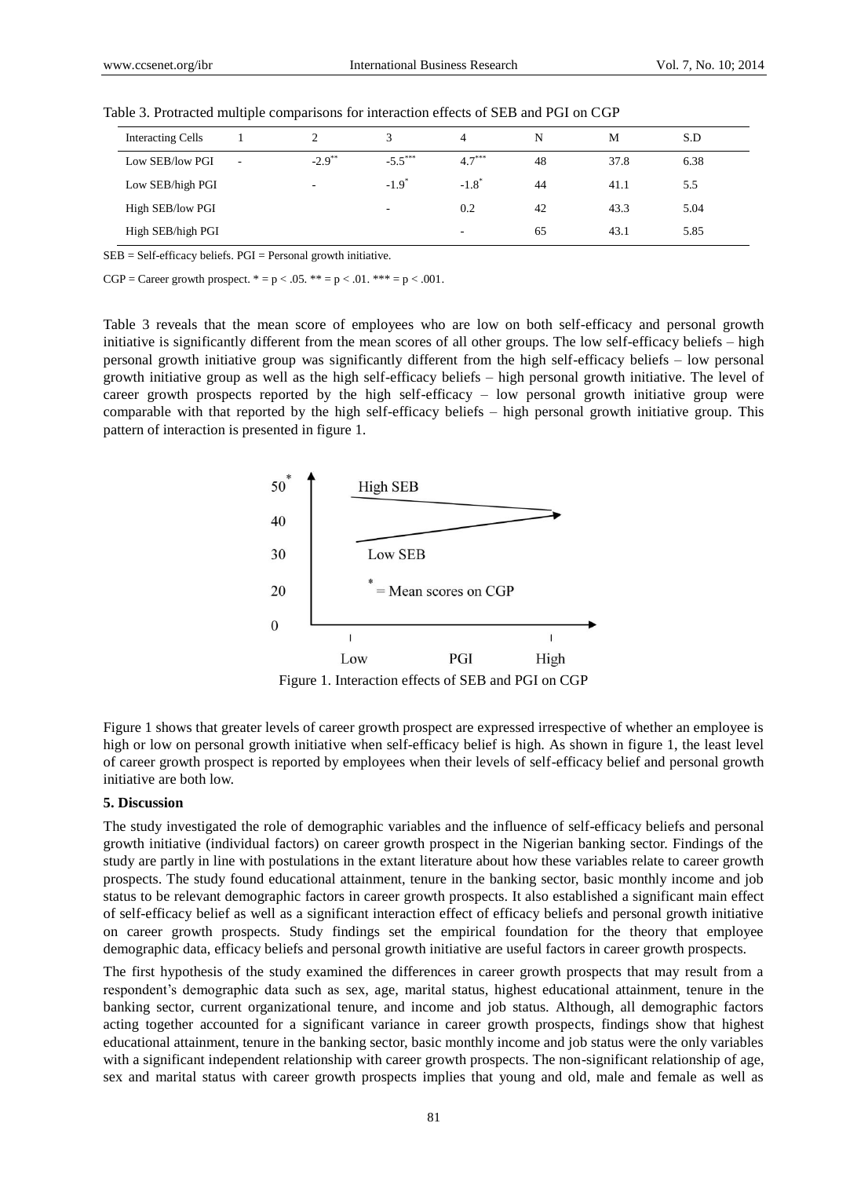Table 3. Protracted multiple comparisons for interaction effects of SEB and PGI on CGP

| Interacting Cells | 1 | 2 | 3 | 4 | N | M | S.D |
|---|---|---|---|---|---|---|---|
| Low SEB/low PGI | - | -2.9** | -5.5*** | 4.7*** | 48 | 37.8 | 6.38 |
| Low SEB/high PGI | | - | -1.9* | -1.8* | 44 | 41.1 | 5.5 |
| High SEB/low PGI | | | - | 0.2 | 42 | 43.3 | 5.04 |
| High SEB/high PGI | | | | - | 65 | 43.1 | 5.85 |

SEB = Self-efficacy beliefs. PGI = Personal growth initiative.

CGP = Career growth prospect. * = $p < .05$. ** = $p < .01$. *** = $p < .001$.

Table 3 reveals that the mean score of employees who are low on both self-efficacy and personal growth initiative is significantly different from the mean scores of all other groups. The low self-efficacy beliefs – high personal growth initiative group was significantly different from the high self-efficacy beliefs – low personal growth initiative group as well as the high self-efficacy beliefs – high personal growth initiative. The level of career growth prospects reported by the high self-efficacy – low personal growth initiative group were comparable with that reported by the high self-efficacy beliefs – high personal growth initiative group. This pattern of interaction is presented in figure 1.

Figure 1. Interaction effects of SEB and PGI on CGP

Figure 1 shows that greater levels of career growth prospect are expressed irrespective of whether an employee is high or low on personal growth initiative when self-efficacy belief is high. As shown in figure 1, the least level of career growth prospect is reported by employees when their levels of self-efficacy belief and personal growth initiative are both low.

## 5. Discussion

The study investigated the role of demographic variables and the influence of self-efficacy beliefs and personal growth initiative (individual factors) on career growth prospect in the Nigerian banking sector. Findings of the study are partly in line with postulations in the extant literature about how these variables relate to career growth prospects. The study found educational attainment, tenure in the banking sector, basic monthly income and job status to be relevant demographic factors in career growth prospects. It also established a significant main effect of self-efficacy belief as well as a significant interaction effect of efficacy beliefs and personal growth initiative on career growth prospects. Study findings set the empirical foundation for the theory that employee demographic data, efficacy beliefs and personal growth initiative are useful factors in career growth prospects.

The first hypothesis of the study examined the differences in career growth prospects that may result from a respondent's demographic data such as sex, age, marital status, highest educational attainment, tenure in the banking sector, current organizational tenure, and income and job status. Although, all demographic factors acting together accounted for a significant variance in career growth prospects, findings show that highest educational attainment, tenure in the banking sector, basic monthly income and job status were the only variables with a significant independent relationship with career growth prospects. The non-significant relationship of age, sex and marital status with career growth prospects implies that young and old, male and female as well as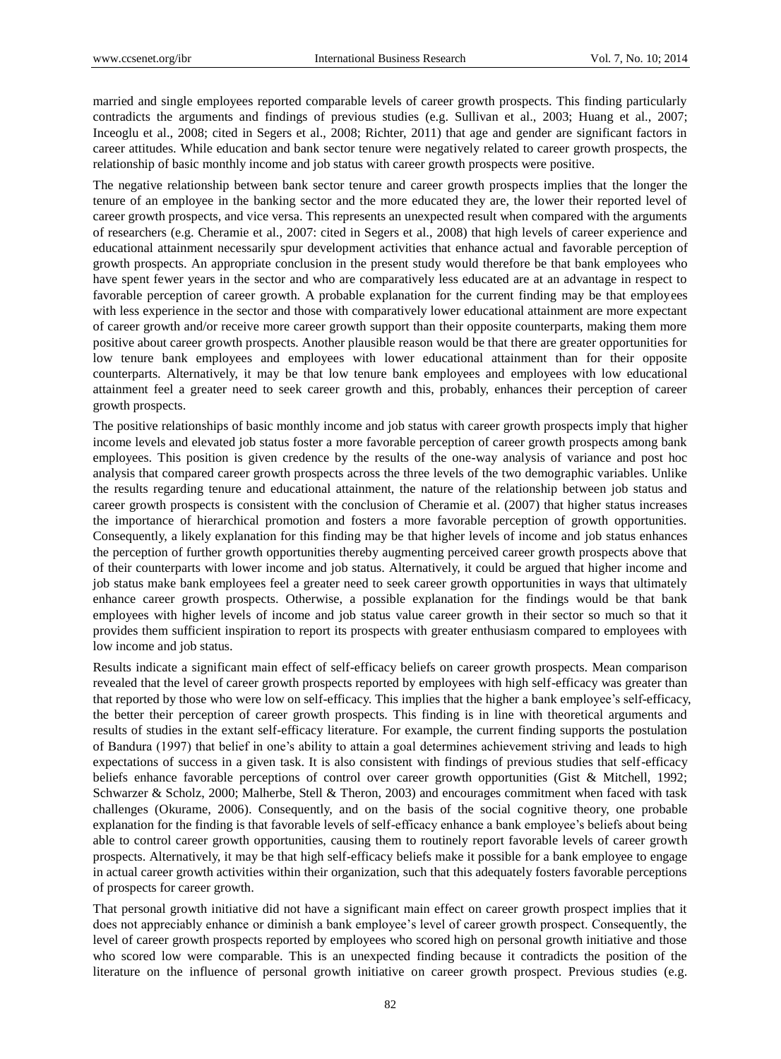married and single employees reported comparable levels of career growth prospects. This finding particularly contradicts the arguments and findings of previous studies (e.g. Sullivan et al., 2003; Huang et al., 2007; Inceoglu et al., 2008; cited in Segers et al., 2008; Richter, 2011) that age and gender are significant factors in career attitudes. While education and bank sector tenure were negatively related to career growth prospects, the relationship of basic monthly income and job status with career growth prospects were positive.

The negative relationship between bank sector tenure and career growth prospects implies that the longer the tenure of an employee in the banking sector and the more educated they are, the lower their reported level of career growth prospects, and vice versa. This represents an unexpected result when compared with the arguments of researchers (e.g. Cheramie et al., 2007: cited in Segers et al., 2008) that high levels of career experience and educational attainment necessarily spur development activities that enhance actual and favorable perception of growth prospects. An appropriate conclusion in the present study would therefore be that bank employees who have spent fewer years in the sector and who are comparatively less educated are at an advantage in respect to favorable perception of career growth. A probable explanation for the current finding may be that employees with less experience in the sector and those with comparatively lower educational attainment are more expectant of career growth and/or receive more career growth support than their opposite counterparts, making them more positive about career growth prospects. Another plausible reason would be that there are greater opportunities for low tenure bank employees and employees with lower educational attainment than for their opposite counterparts. Alternatively, it may be that low tenure bank employees and employees with low educational attainment feel a greater need to seek career growth and this, probably, enhances their perception of career growth prospects.

The positive relationships of basic monthly income and job status with career growth prospects imply that higher income levels and elevated job status foster a more favorable perception of career growth prospects among bank employees. This position is given credence by the results of the one-way analysis of variance and post hoc analysis that compared career growth prospects across the three levels of the two demographic variables. Unlike the results regarding tenure and educational attainment, the nature of the relationship between job status and career growth prospects is consistent with the conclusion of Cheramie et al. (2007) that higher status increases the importance of hierarchical promotion and fosters a more favorable perception of growth opportunities. Consequently, a likely explanation for this finding may be that higher levels of income and job status enhances the perception of further growth opportunities thereby augmenting perceived career growth prospects above that of their counterparts with lower income and job status. Alternatively, it could be argued that higher income and job status make bank employees feel a greater need to seek career growth opportunities in ways that ultimately enhance career growth prospects. Otherwise, a possible explanation for the findings would be that bank employees with higher levels of income and job status value career growth in their sector so much so that it provides them sufficient inspiration to report its prospects with greater enthusiasm compared to employees with low income and job status.

Results indicate a significant main effect of self-efficacy beliefs on career growth prospects. Mean comparison revealed that the level of career growth prospects reported by employees with high self-efficacy was greater than that reported by those who were low on self-efficacy. This implies that the higher a bank employee's self-efficacy, the better their perception of career growth prospects. This finding is in line with theoretical arguments and results of studies in the extant self-efficacy literature. For example, the current finding supports the postulation of Bandura (1997) that belief in one's ability to attain a goal determines achievement striving and leads to high expectations of success in a given task. It is also consistent with findings of previous studies that self-efficacy beliefs enhance favorable perceptions of control over career growth opportunities (Gist & Mitchell, 1992; Schwarzer & Scholz, 2000; Malherbe, Stell & Theron, 2003) and encourages commitment when faced with task challenges (Okurame, 2006). Consequently, and on the basis of the social cognitive theory, one probable explanation for the finding is that favorable levels of self-efficacy enhance a bank employee's beliefs about being able to control career growth opportunities, causing them to routinely report favorable levels of career growth prospects. Alternatively, it may be that high self-efficacy beliefs make it possible for a bank employee to engage in actual career growth activities within their organization, such that this adequately fosters favorable perceptions of prospects for career growth.

That personal growth initiative did not have a significant main effect on career growth prospect implies that it does not appreciably enhance or diminish a bank employee's level of career growth prospect. Consequently, the level of career growth prospects reported by employees who scored high on personal growth initiative and those who scored low were comparable. This is an unexpected finding because it contradicts the position of the literature on the influence of personal growth initiative on career growth prospect. Previous studies (e.g.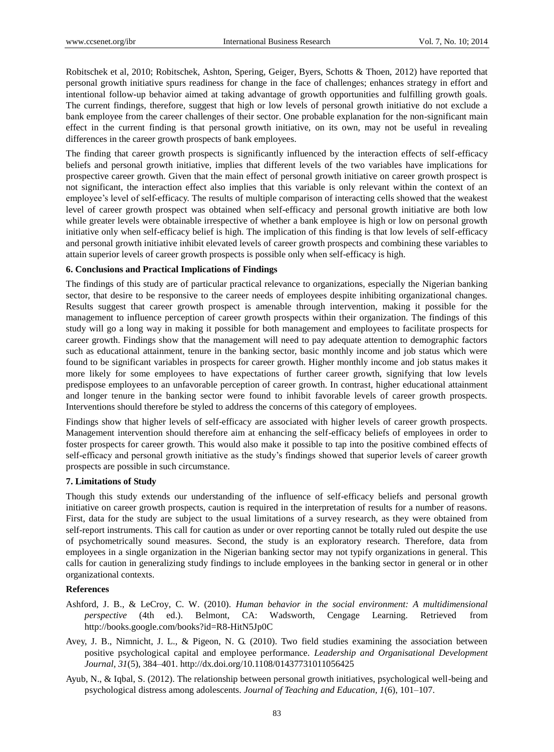Robitschek et al, 2010; Robitschek, Ashton, Spering, Geiger, Byers, Schotts & Thoen, 2012) have reported that personal growth initiative spurs readiness for change in the face of challenges; enhances strategy in effort and intentional follow-up behavior aimed at taking advantage of growth opportunities and fulfilling growth goals. The current findings, therefore, suggest that high or low levels of personal growth initiative do not exclude a bank employee from the career challenges of their sector. One probable explanation for the non-significant main effect in the current finding is that personal growth initiative, on its own, may not be useful in revealing differences in the career growth prospects of bank employees.

The finding that career growth prospects is significantly influenced by the interaction effects of self-efficacy beliefs and personal growth initiative, implies that different levels of the two variables have implications for prospective career growth. Given that the main effect of personal growth initiative on career growth prospect is not significant, the interaction effect also implies that this variable is only relevant within the context of an employee's level of self-efficacy. The results of multiple comparison of interacting cells showed that the weakest level of career growth prospect was obtained when self-efficacy and personal growth initiative are both low while greater levels were obtainable irrespective of whether a bank employee is high or low on personal growth initiative only when self-efficacy belief is high. The implication of this finding is that low levels of self-efficacy and personal growth initiative inhibit elevated levels of career growth prospects and combining these variables to attain superior levels of career growth prospects is possible only when self-efficacy is high.

## 6. Conclusions and Practical Implications of Findings

The findings of this study are of particular practical relevance to organizations, especially the Nigerian banking sector, that desire to be responsive to the career needs of employees despite inhibiting organizational changes. Results suggest that career growth prospect is amenable through intervention, making it possible for the management to influence perception of career growth prospects within their organization. The findings of this study will go a long way in making it possible for both management and employees to facilitate prospects for career growth. Findings show that the management will need to pay adequate attention to demographic factors such as educational attainment, tenure in the banking sector, basic monthly income and job status which were found to be significant variables in prospects for career growth. Higher monthly income and job status makes it more likely for some employees to have expectations of further career growth, signifying that low levels predispose employees to an unfavorable perception of career growth. In contrast, higher educational attainment and longer tenure in the banking sector were found to inhibit favorable levels of career growth prospects. Interventions should therefore be styled to address the concerns of this category of employees.

Findings show that higher levels of self-efficacy are associated with higher levels of career growth prospects. Management intervention should therefore aim at enhancing the self-efficacy beliefs of employees in order to foster prospects for career growth. This would also make it possible to tap into the positive combined effects of self-efficacy and personal growth initiative as the study's findings showed that superior levels of career growth prospects are possible in such circumstance.

## 7. Limitations of Study

Though this study extends our understanding of the influence of self-efficacy beliefs and personal growth initiative on career growth prospects, caution is required in the interpretation of results for a number of reasons. First, data for the study are subject to the usual limitations of a survey research, as they were obtained from self-report instruments. This call for caution as under or over reporting cannot be totally ruled out despite the use of psychometrically sound measures. Second, the study is an exploratory research. Therefore, data from employees in a single organization in the Nigerian banking sector may not typify organizations in general. This calls for caution in generalizing study findings to include employees in the banking sector in general or in other organizational contexts.

## References

Ashford, J. B., & LeCroy, C. W. (2010). *Human behavior in the social environment: A multidimensional perspective* (4th ed.). Belmont, CA: Wadsworth, Cengage Learning. Retrieved from http://books.google.com/books?id=R8-HitN5Jp0C

Avey, J. B., Nimnicht, J. L., & Pigeon, N. G. (2010). Two field studies examining the association between positive psychological capital and employee performance. *Leadership and Organisational Development Journal, 31*(5), 384–401. http://dx.doi.org/10.1108/01437731011056425

Ayub, N., & Iqbal, S. (2012). The relationship between personal growth initiatives, psychological well-being and psychological distress among adolescents. *Journal of Teaching and Education, 1*(6), 101–107.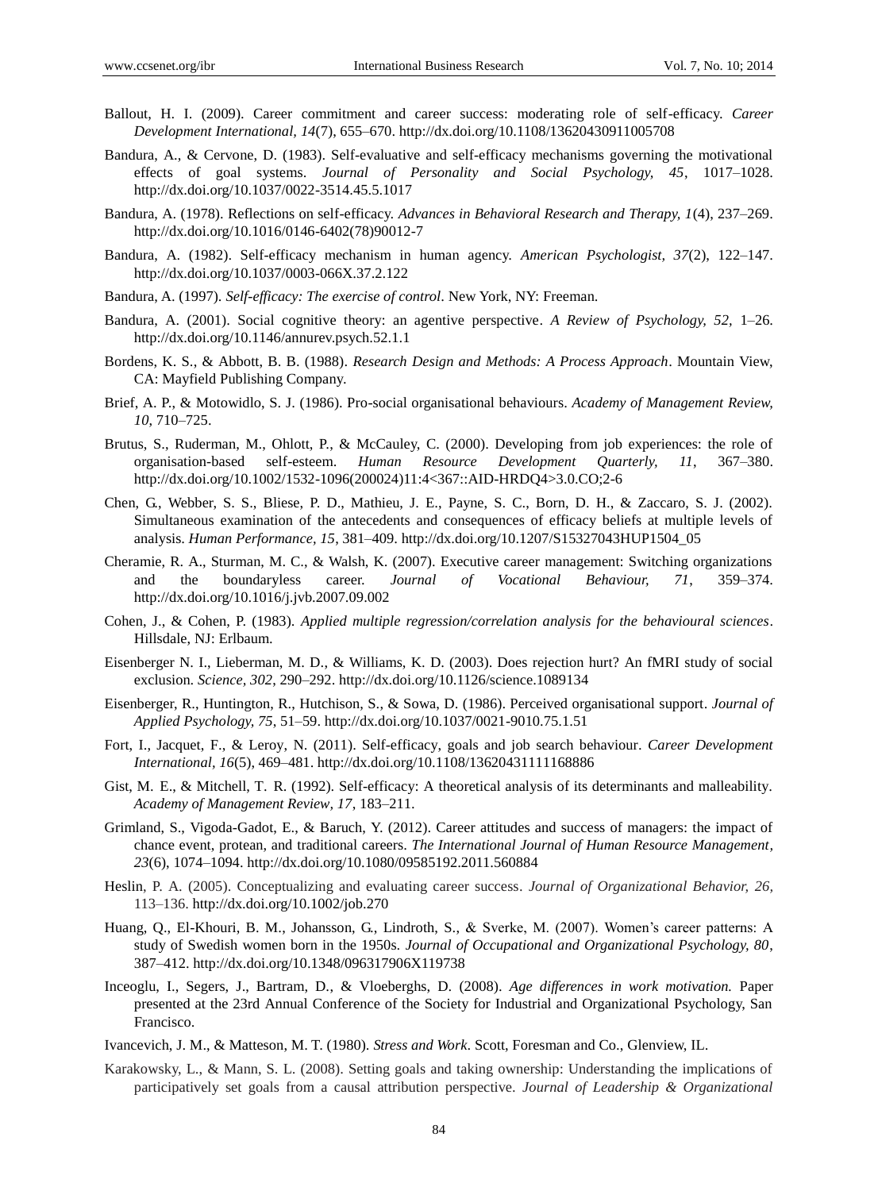Ballout, H. I. (2009). Career commitment and career success: moderating role of self-efficacy. *Career Development International, 14*(7), 655–670. http://dx.doi.org/10.1108/13620430911005708

Bandura, A., & Cervone, D. (1983). Self-evaluative and self-efficacy mechanisms governing the motivational effects of goal systems. *Journal of Personality and Social Psychology, 45*, 1017–1028. http://dx.doi.org/10.1037/0022-3514.45.5.1017

Bandura, A. (1978). Reflections on self-efficacy. *Advances in Behavioral Research and Therapy, 1*(4), 237–269. http://dx.doi.org/10.1016/0146-6402(78)90012-7

Bandura, A. (1982). Self-efficacy mechanism in human agency. *American Psychologist, 37*(2), 122–147. http://dx.doi.org/10.1037/0003-066X.37.2.122

Bandura, A. (1997). *Self-efficacy: The exercise of control*. New York, NY: Freeman.

Bandura, A. (2001). Social cognitive theory: an agentive perspective. *A Review of Psychology, 52*, 1–26. http://dx.doi.org/10.1146/annurev.psych.52.1.1

Bordens, K. S., & Abbott, B. B. (1988). *Research Design and Methods: A Process Approach*. Mountain View, CA: Mayfield Publishing Company.

Brief, A. P., & Motowidlo, S. J. (1986). Pro-social organisational behaviours. *Academy of Management Review, 10*, 710–725.

Brutus, S., Ruderman, M., Ohlott, P., & McCauley, C. (2000). Developing from job experiences: the role of organisation-based self-esteem. *Human Resource Development Quarterly, 11*, 367–380. http://dx.doi.org/10.1002/1532-1096(200024)11:4<367::AID-HRDQ4>3.0.CO;2-6

Chen, G., Webber, S. S., Bliese, P. D., Mathieu, J. E., Payne, S. C., Born, D. H., & Zaccaro, S. J. (2002). Simultaneous examination of the antecedents and consequences of efficacy beliefs at multiple levels of analysis. *Human Performance, 15*, 381–409. http://dx.doi.org/10.1207/S15327043HUP1504_05

Cheramie, R. A., Sturman, M. C., & Walsh, K. (2007). Executive career management: Switching organizations and the boundaryless career. *Journal of Vocational Behaviour, 71*, 359–374. http://dx.doi.org/10.1016/j.jvb.2007.09.002

Cohen, J., & Cohen, P. (1983). *Applied multiple regression/correlation analysis for the behavioural sciences*. Hillsdale, NJ: Erlbaum.

Eisenberger N. I., Lieberman, M. D., & Williams, K. D. (2003). Does rejection hurt? An fMRI study of social exclusion. *Science, 302*, 290–292. http://dx.doi.org/10.1126/science.1089134

Eisenberger, R., Huntington, R., Hutchison, S., & Sowa, D. (1986). Perceived organisational support. *Journal of Applied Psychology, 75*, 51–59. http://dx.doi.org/10.1037/0021-9010.75.1.51

Fort, I., Jacquet, F., & Leroy, N. (2011). Self-efficacy, goals and job search behaviour. *Career Development International, 16*(5), 469–481. http://dx.doi.org/10.1108/13620431111168886

Gist, M. E., & Mitchell, T. R. (1992). Self-efficacy: A theoretical analysis of its determinants and malleability. *Academy of Management Review, 17*, 183–211.

Grimland, S., Vigoda-Gadot, E., & Baruch, Y. (2012). Career attitudes and success of managers: the impact of chance event, protean, and traditional careers. *The International Journal of Human Resource Management, 23*(6), 1074–1094. http://dx.doi.org/10.1080/09585192.2011.560884

Heslin, P. A. (2005). Conceptualizing and evaluating career success. *Journal of Organizational Behavior, 26*, 113–136. http://dx.doi.org/10.1002/job.270

Huang, Q., El-Khouri, B. M., Johansson, G., Lindroth, S., & Sverke, M. (2007). Women's career patterns: A study of Swedish women born in the 1950s. *Journal of Occupational and Organizational Psychology, 80*, 387–412. http://dx.doi.org/10.1348/096317906X119738

Inceoglu, I., Segers, J., Bartram, D., & Vloeberghs, D. (2008). *Age differences in work motivation.* Paper presented at the 23rd Annual Conference of the Society for Industrial and Organizational Psychology, San Francisco.

Ivancevich, J. M., & Matteson, M. T. (1980). *Stress and Work*. Scott, Foresman and Co., Glenview, IL.

Karakowsky, L., & Mann, S. L. (2008). Setting goals and taking ownership: Understanding the implications of participatively set goals from a causal attribution perspective. *Journal of Leadership & Organizational*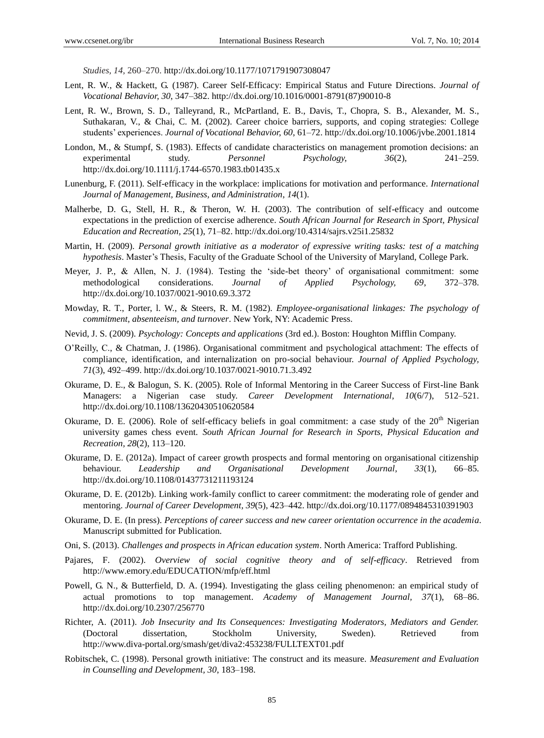*Studies, 14*, 260–270. http://dx.doi.org/10.1177/1071791907308047

Lent, R. W., & Hackett, G. (1987). Career Self-Efficacy: Empirical Status and Future Directions. *Journal of Vocational Behavior, 30*, 347–382. http://dx.doi.org/10.1016/0001-8791(87)90010-8

Lent, R. W., Brown, S. D., Talleyrand, R., McPartland, E. B., Davis, T., Chopra, S. B., Alexander, M. S., Suthakaran, V., & Chai, C. M. (2002). Career choice barriers, supports, and coping strategies: College students' experiences. *Journal of Vocational Behavior, 60*, 61–72. http://dx.doi.org/10.1006/jvbe.2001.1814

London, M., & Stumpf, S. (1983). Effects of candidate characteristics on management promotion decisions: an experimental study. *Personnel Psychology, 36*(2), 241–259. http://dx.doi.org/10.1111/j.1744-6570.1983.tb01435.x

Lunenburg, F. (2011). Self-efficacy in the workplace: implications for motivation and performance. *International Journal of Management, Business, and Administration*, *14*(1).

Malherbe, D. G., Stell, H. R., & Theron, W. H. (2003). The contribution of self-efficacy and outcome expectations in the prediction of exercise adherence. *South African Journal for Research in Sport, Physical Education and Recreation, 25*(1), 71–82. http://dx.doi.org/10.4314/sajrs.v25i1.25832

Martin, H. (2009). *Personal growth initiative as a moderator of expressive writing tasks: test of a matching hypothesis*. Master's Thesis, Faculty of the Graduate School of the University of Maryland, College Park.

Meyer, J. P., & Allen, N. J. (1984). Testing the 'side-bet theory' of organisational commitment: some methodological considerations. *Journal of Applied Psychology, 69*, 372–378. http://dx.doi.org/10.1037/0021-9010.69.3.372

Mowday, R. T., Porter, l. W., & Steers, R. M. (1982). *Employee-organisational linkages: The psychology of commitment, absenteeism, and turnover*. New York, NY: Academic Press.

Nevid, J. S. (2009). *Psychology: Concepts and applications* (3rd ed.). Boston: Houghton Mifflin Company.

O'Reilly, C., & Chatman, J. (1986). Organisational commitment and psychological attachment: The effects of compliance, identification, and internalization on pro-social behaviour. *Journal of Applied Psychology, 71*(3), 492–499. http://dx.doi.org/10.1037/0021-9010.71.3.492

Okurame, D. E., & Balogun, S. K. (2005). Role of Informal Mentoring in the Career Success of First-line Bank Managers: a Nigerian case study. *Career Development International, 10*(6/7), 512–521. http://dx.doi.org/10.1108/13620430510620584

Okurame, D. E. (2006). Role of self-efficacy beliefs in goal commitment: a case study of the 20th Nigerian university games chess event. *South African Journal for Research in Sports, Physical Education and Recreation, 28*(2), 113–120.

Okurame, D. E. (2012a). Impact of career growth prospects and formal mentoring on organisational citizenship behaviour. *Leadership and Organisational Development Journal, 33*(1), 66–85. http://dx.doi.org/10.1108/01437731211193124

Okurame, D. E. (2012b). Linking work-family conflict to career commitment: the moderating role of gender and mentoring. *Journal of Career Development, 39*(5), 423–442. http://dx.doi.org/10.1177/0894845310391903

Okurame, D. E. (In press). *Perceptions of career success and new career orientation occurrence in the academia*. Manuscript submitted for Publication.

Oni, S. (2013). *Challenges and prospects in African education system*. North America: Trafford Publishing.

Pajares, F. (2002). *Overview of social cognitive theory and of self-efficacy*. Retrieved from http://www.emory.edu/EDUCATION/mfp/eff.html

Powell, G. N., & Butterfield, D. A. (1994). Investigating the glass ceiling phenomenon: an empirical study of actual promotions to top management. *Academy of Management Journal, 37*(1), 68–86. http://dx.doi.org/10.2307/256770

Richter, A. (2011). *Job Insecurity and Its Consequences: Investigating Moderators, Mediators and Gender.* (Doctoral dissertation, Stockholm University, Sweden). Retrieved from http://www.diva-portal.org/smash/get/diva2:453238/FULLTEXT01.pdf

Robitschek, C. (1998). Personal growth initiative: The construct and its measure. *Measurement and Evaluation in Counselling and Development, 30*, 183–198.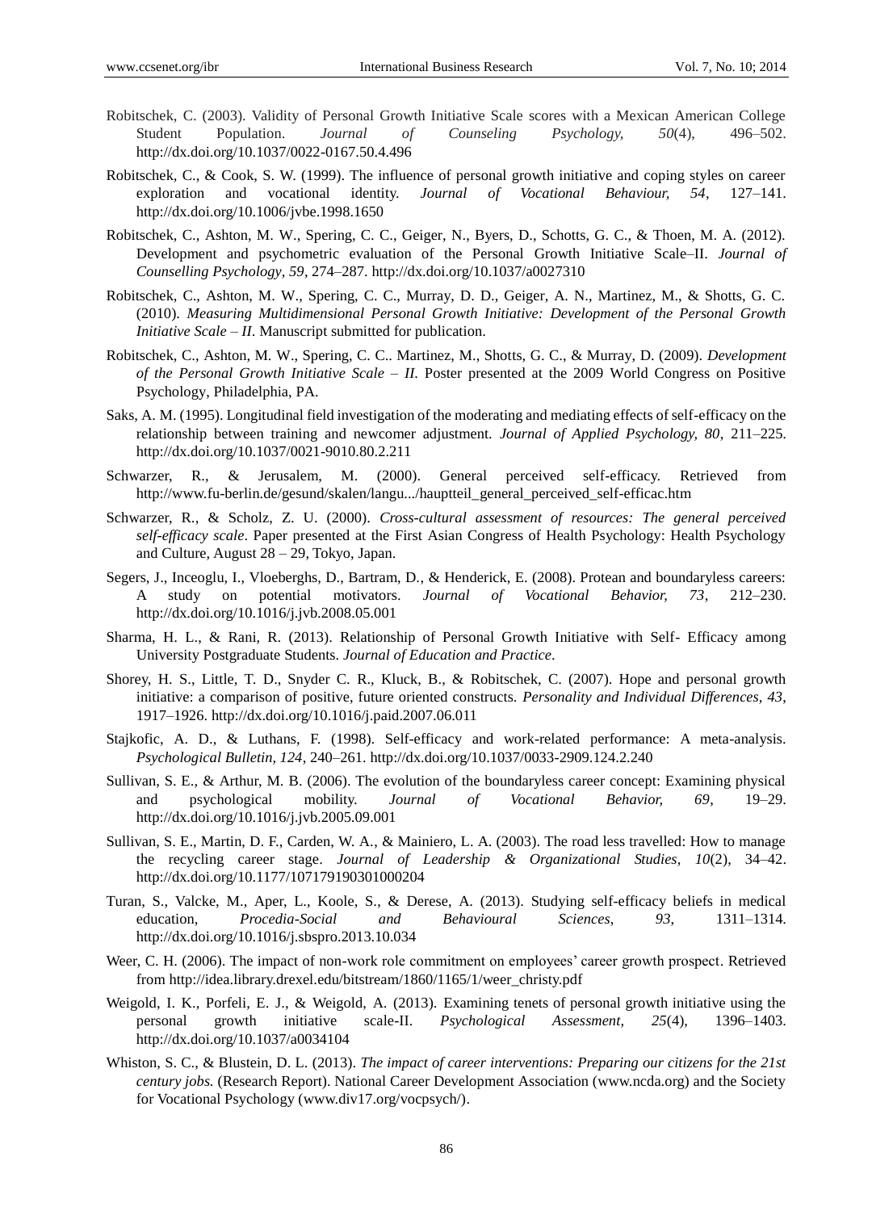Robitschek, C. (2003). Validity of Personal Growth Initiative Scale scores with a Mexican American College Student Population. *Journal of Counseling Psychology, 50*(4), 496–502. http://dx.doi.org/10.1037/0022-0167.50.4.496

Robitschek, C., & Cook, S. W. (1999). The influence of personal growth initiative and coping styles on career exploration and vocational identity. *Journal of Vocational Behaviour, 54*, 127–141. http://dx.doi.org/10.1006/jvbe.1998.1650

Robitschek, C., Ashton, M. W., Spering, C. C., Geiger, N., Byers, D., Schotts, G. C., & Thoen, M. A. (2012). Development and psychometric evaluation of the Personal Growth Initiative Scale–II. *Journal of Counselling Psychology, 59*, 274–287. http://dx.doi.org/10.1037/a0027310

Robitschek, C., Ashton, M. W., Spering, C. C., Murray, D. D., Geiger, A. N., Martinez, M., & Shotts, G. C. (2010). *Measuring Multidimensional Personal Growth Initiative: Development of the Personal Growth Initiative Scale – II*. Manuscript submitted for publication.

Robitschek, C., Ashton, M. W., Spering, C. C.. Martinez, M., Shotts, G. C., & Murray, D. (2009). *Development of the Personal Growth Initiative Scale – II*. Poster presented at the 2009 World Congress on Positive Psychology, Philadelphia, PA.

Saks, A. M. (1995). Longitudinal field investigation of the moderating and mediating effects of self-efficacy on the relationship between training and newcomer adjustment. *Journal of Applied Psychology, 80*, 211–225. http://dx.doi.org/10.1037/0021-9010.80.2.211

Schwarzer, R., & Jerusalem, M. (2000). General perceived self-efficacy. Retrieved from http://www.fu-berlin.de/gesund/skalen/langu.../hauptteil_general_perceived_self-efficac.htm

Schwarzer, R., & Scholz, Z. U. (2000). *Cross-cultural assessment of resources: The general perceived self-efficacy scale*. Paper presented at the First Asian Congress of Health Psychology: Health Psychology and Culture, August 28 – 29, Tokyo, Japan.

Segers, J., Inceoglu, I., Vloeberghs, D., Bartram, D., & Henderick, E. (2008). Protean and boundaryless careers: A study on potential motivators. *Journal of Vocational Behavior, 73*, 212–230. http://dx.doi.org/10.1016/j.jvb.2008.05.001

Sharma, H. L., & Rani, R. (2013). Relationship of Personal Growth Initiative with Self- Efficacy among University Postgraduate Students. *Journal of Education and Practice*.

Shorey, H. S., Little, T. D., Snyder C. R., Kluck, B., & Robitschek, C. (2007). Hope and personal growth initiative: a comparison of positive, future oriented constructs. *Personality and Individual Differences, 43*, 1917–1926. http://dx.doi.org/10.1016/j.paid.2007.06.011

Stajkofic, A. D., & Luthans, F. (1998). Self-efficacy and work-related performance: A meta-analysis. *Psychological Bulletin, 124*, 240–261. http://dx.doi.org/10.1037/0033-2909.124.2.240

Sullivan, S. E., & Arthur, M. B. (2006). The evolution of the boundaryless career concept: Examining physical and psychological mobility. *Journal of Vocational Behavior, 69*, 19–29. http://dx.doi.org/10.1016/j.jvb.2005.09.001

Sullivan, S. E., Martin, D. F., Carden, W. A., & Mainiero, L. A. (2003). The road less travelled: How to manage the recycling career stage. *Journal of Leadership & Organizational Studies, 10*(2), 34–42. http://dx.doi.org/10.1177/107179190301000204

Turan, S., Valcke, M., Aper, L., Koole, S., & Derese, A. (2013). Studying self-efficacy beliefs in medical education, *Procedia-Social and Behavioural Sciences, 93*, 1311–1314. http://dx.doi.org/10.1016/j.sbspro.2013.10.034

Weer, C. H. (2006). The impact of non-work role commitment on employees' career growth prospect. Retrieved from http://idea.library.drexel.edu/bitstream/1860/1165/1/weer_christy.pdf

Weigold, I. K., Porfeli, E. J., & Weigold, A. (2013). Examining tenets of personal growth initiative using the personal growth initiative scale-II. *Psychological Assessment, 25*(4), 1396–1403. http://dx.doi.org/10.1037/a0034104

Whiston, S. C., & Blustein, D. L. (2013). *The impact of career interventions: Preparing our citizens for the 21st century jobs.* (Research Report). National Career Development Association (www.ncda.org) and the Society for Vocational Psychology (www.div17.org/vocpsych/).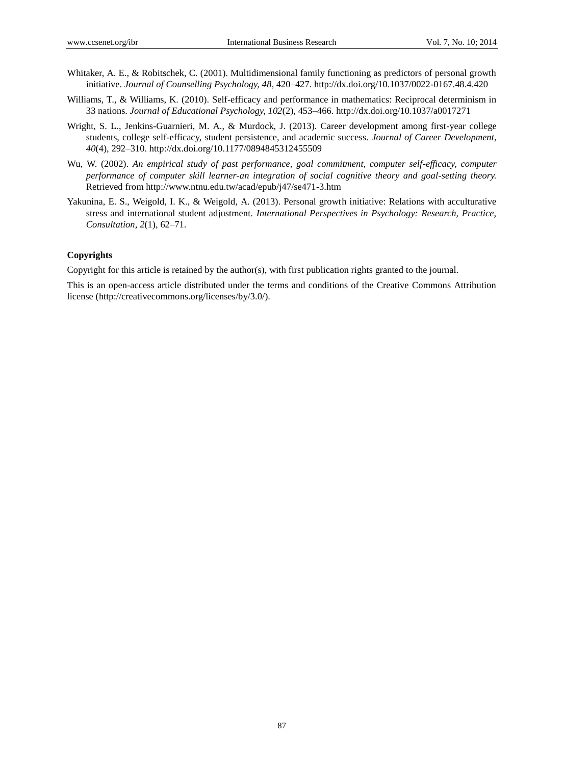Whitaker, A. E., & Robitschek, C. (2001). Multidimensional family functioning as predictors of personal growth initiative. *Journal of Counselling Psychology, 48*, 420–427. http://dx.doi.org/10.1037/0022-0167.48.4.420

Williams, T., & Williams, K. (2010). Self-efficacy and performance in mathematics: Reciprocal determinism in 33 nations. *Journal of Educational Psychology, 102*(2), 453–466. http://dx.doi.org/10.1037/a0017271

Wright, S. L., Jenkins-Guarnieri, M. A., & Murdock, J. (2013). Career development among first-year college students, college self-efficacy, student persistence, and academic success. *Journal of Career Development, 40*(4), 292–310. http://dx.doi.org/10.1177/0894845312455509

Wu, W. (2002). *An empirical study of past performance, goal commitment, computer self-efficacy, computer performance of computer skill learner-an integration of social cognitive theory and goal-setting theory.* Retrieved from http://www.ntnu.edu.tw/acad/epub/j47/se471-3.htm

Yakunina, E. S., Weigold, I. K., & Weigold, A. (2013). Personal growth initiative: Relations with acculturative stress and international student adjustment. *International Perspectives in Psychology: Research, Practice, Consultation, 2*(1), 62–71.

**Copyrights**

Copyright for this article is retained by the author(s), with first publication rights granted to the journal.

This is an open-access article distributed under the terms and conditions of the Creative Commons Attribution license (http://creativecommons.org/licenses/by/3.0/).